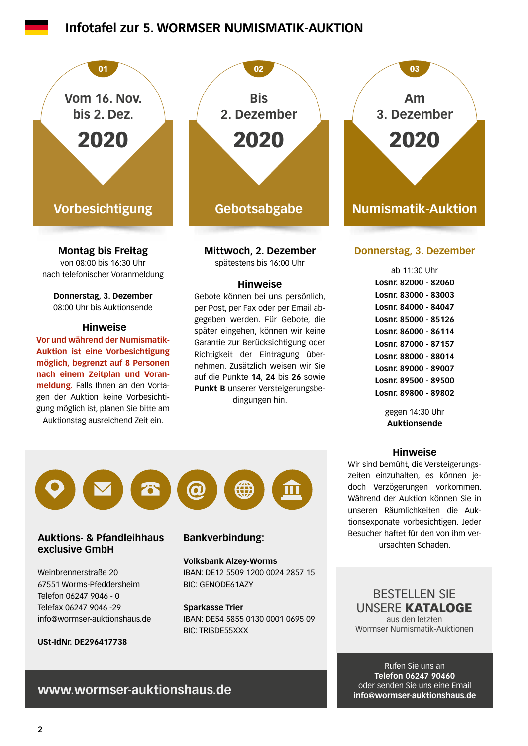# Infotafel zur 5. WORMSER NUMISMATIK-AUKTION

## 01 — Vom 16. Nov. bis 2. Dez. 2020

### Vorbesichtigung

**Montag bis Freitag**
von 08:00 bis 16:30 Uhr
nach telefonischer Voranmeldung

**Donnerstag, 3. Dezember**
08:00 Uhr bis Auktionsende

**Hinweise**

**Vor und während der Numismatik-Auktion ist eine Vorbesichtigung möglich, begrenzt auf 8 Personen nach einem Zeitplan und Voranmeldung.** Falls Ihnen an den Vortagen der Auktion keine Vorbesichtigung möglich ist, planen Sie bitte am Auktionstag ausreichend Zeit ein.

## 02 — Bis 2. Dezember 2020

### Gebotsabgabe

**Mittwoch, 2. Dezember**
spätestens bis 16:00 Uhr

**Hinweise**

Gebote können bei uns persönlich, per Post, per Fax oder per Email abgegeben werden. Für Gebote, die später eingehen, können wir keine Garantie zur Berücksichtigung oder Richtigkeit der Eintragung übernehmen. Zusätzlich weisen wir Sie auf die Punkte **14**, **24** bis **26** sowie **Punkt B** unserer Versteigerungsbedingungen hin.

## 03 — Am 3. Dezember 2020

### Numismatik-Auktion

**Donnerstag, 3. Dezember**

ab 11:30 Uhr
**Losnr. 82000 - 82060**
**Losnr. 83000 - 83003**
**Losnr. 84000 - 84047**
**Losnr. 85000 - 85126**
**Losnr. 86000 - 86114**
**Losnr. 87000 - 87157**
**Losnr. 88000 - 88014**
**Losnr. 89000 - 89007**
**Losnr. 89500 - 89500**
**Losnr. 89800 - 89802**

gegen 14:30 Uhr
**Auktionsende**

**Hinweise**

Wir sind bemüht, die Versteigerungszeiten einzuhalten, es können jedoch Verzögerungen vorkommen. Während der Auktion können Sie in unseren Räumlichkeiten die Auktionsexponate vorbesichtigen. Jeder Besucher haftet für den von ihm verursachten Schaden.

---

**Auktions- & Pfandleihhaus exclusive GmbH**

Weinbrennerstraße 20
67551 Worms-Pfeddersheim
Telefon 06247 9046 - 0
Telefax 06247 9046 -29
info@wormser-auktionshaus.de

**USt-IdNr. DE296417738**

**Bankverbindung:**

**Volksbank Alzey-Worms**
IBAN: DE12 5509 1200 0024 2857 15
BIC: GENODE61AZY

**Sparkasse Trier**
IBAN: DE54 5855 0130 0001 0695 09
BIC: TRISDE55XXX

**www.wormser-auktionshaus.de**

---

BESTELLEN SIE UNSERE **KATALOGE**
aus den letzten Wormser Numismatik-Auktionen

Rufen Sie uns an
**Telefon 06247 90460**
oder senden Sie uns eine Email
**info@wormser-auktionshaus.de**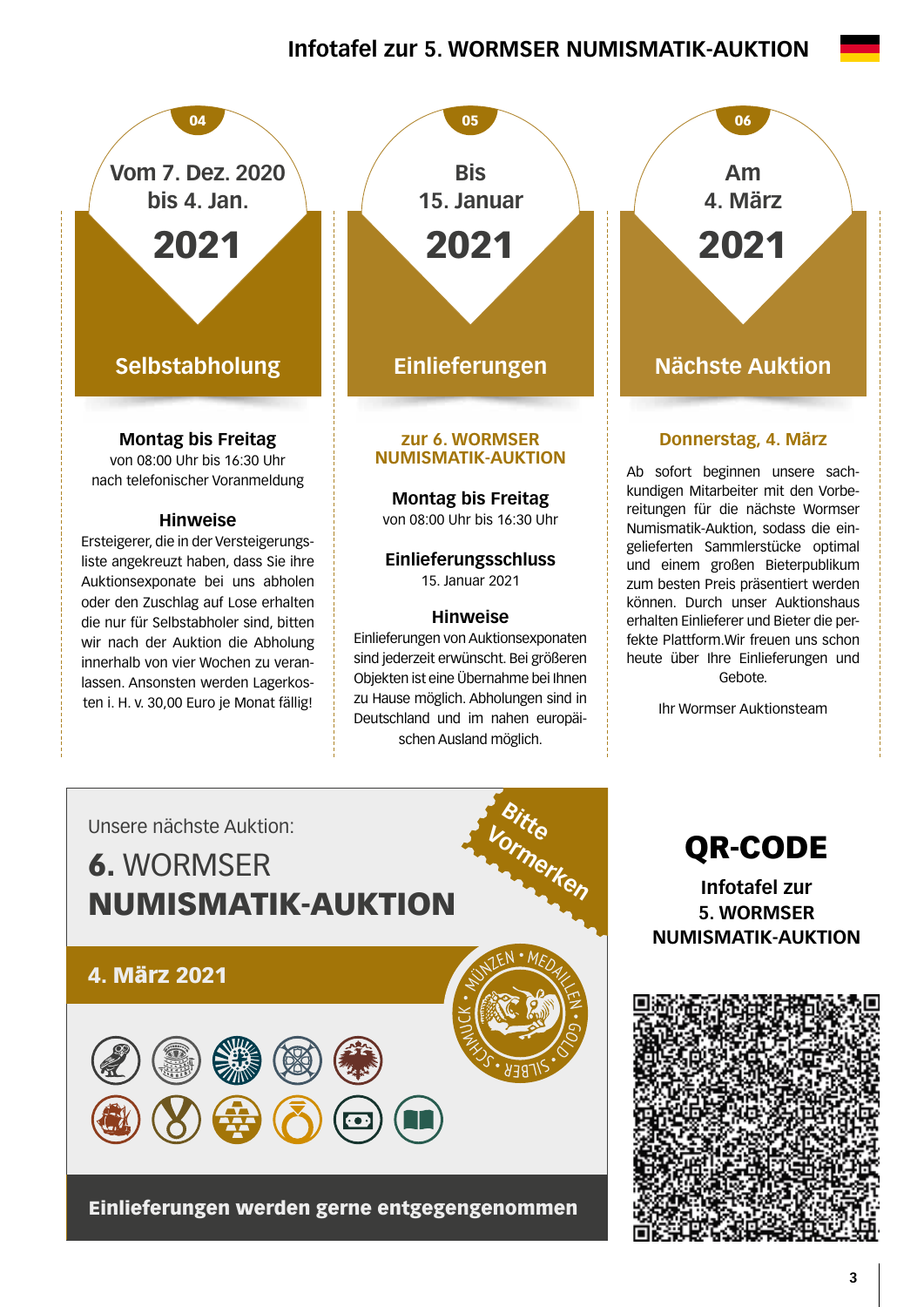# Infotafel zur 5. WORMSER NUMISMATIK-AUKTION

## 04

Vom 7. Dez. 2020
bis 4. Jan.

**2021**

### Selbstabholung

**Montag bis Freitag**
von 08:00 Uhr bis 16:30 Uhr
nach telefonischer Voranmeldung

**Hinweise**

Ersteigerer, die in der Versteigerungsliste angekreuzt haben, dass Sie ihre Auktionsexponate bei uns abholen oder den Zuschlag auf Lose erhalten die nur für Selbstabholer sind, bitten wir nach der Auktion die Abholung innerhalb von vier Wochen zu veranlassen. Ansonsten werden Lagerkosten i. H. v. 30,00 Euro je Monat fällig!

## 05

Bis
15. Januar

**2021**

### Einlieferungen

**zur 6. WORMSER NUMISMATIK-AUKTION**

**Montag bis Freitag**
von 08:00 Uhr bis 16:30 Uhr

**Einlieferungsschluss**
15. Januar 2021

**Hinweise**

Einlieferungen von Auktionsexponaten sind jederzeit erwünscht. Bei größeren Objekten ist eine Übernahme bei Ihnen zu Hause möglich. Abholungen sind in Deutschland und im nahen europäischen Ausland möglich.

## 06

Am
4. März

**2021**

### Nächste Auktion

**Donnerstag, 4. März**

Ab sofort beginnen unsere sachkundigen Mitarbeiter mit den Vorbereitungen für die nächste Wormser Numismatik-Auktion, sodass die eingelieferten Sammlerstücke optimal und einem großen Bieterpublikum zum besten Preis präsentiert werden können. Durch unser Auktionshaus erhalten Einlieferer und Bieter die perfekte Plattform.Wir freuen uns schon heute über Ihre Einlieferungen und Gebote.

Ihr Wormser Auktionsteam

---

Unsere nächste Auktion:

**6.** WORMSER
**NUMISMATIK-AUKTION**

Bitte Vormerken

**4. März 2021**

MÜNZEN • MEDAILLEN • GOLD • SILBER • SCHMUCK

**Einlieferungen werden gerne entgegengenommen**

## QR-CODE

**Infotafel zur 5. WORMSER NUMISMATIK-AUKTION**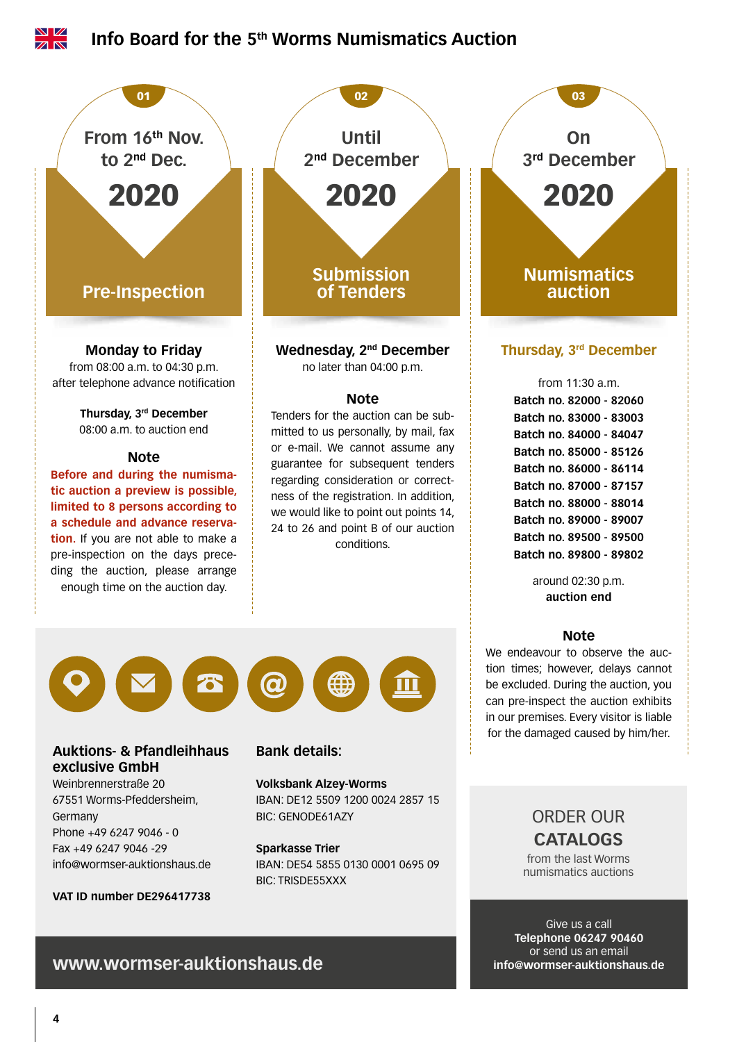# Info Board for the 5th Worms Numismatics Auction

## 01 — From 16th Nov. to 2nd Dec. 2020

### Pre-Inspection

**Monday to Friday**
from 08:00 a.m. to 04:30 p.m.
after telephone advance notification

**Thursday, 3rd December**
08:00 a.m. to auction end

**Note**

**Before and during the numismatic auction a preview is possible, limited to 8 persons according to a schedule and advance reservation.** If you are not able to make a pre-inspection on the days preceding the auction, please arrange enough time on the auction day.

## 02 — Until 2nd December 2020

### Submission of Tenders

**Wednesday, 2nd December**
no later than 04:00 p.m.

**Note**

Tenders for the auction can be submitted to us personally, by mail, fax or e-mail. We cannot assume any guarantee for subsequent tenders regarding consideration or correctness of the registration. In addition, we would like to point out points 14, 24 to 26 and point B of our auction conditions.

## 03 — On 3rd December 2020

### Numismatics auction

**Thursday, 3rd December**

from 11:30 a.m.

**Batch no. 82000 - 82060**
**Batch no. 83000 - 83003**
**Batch no. 84000 - 84047**
**Batch no. 85000 - 85126**
**Batch no. 86000 - 86114**
**Batch no. 87000 - 87157**
**Batch no. 88000 - 88014**
**Batch no. 89000 - 89007**
**Batch no. 89500 - 89500**
**Batch no. 89800 - 89802**

around 02:30 p.m.
**auction end**

**Note**

We endeavour to observe the auction times; however, delays cannot be excluded. During the auction, you can pre-inspect the auction exhibits in our premises. Every visitor is liable for the damaged caused by him/her.

---

**Auktions- & Pfandleihhaus exclusive GmbH**
Weinbrennerstraße 20
67551 Worms-Pfeddersheim,
Germany
Phone +49 6247 9046 - 0
Fax +49 6247 9046 -29
info@wormser-auktionshaus.de

**VAT ID number DE296417738**

**Bank details:**

**Volksbank Alzey-Worms**
IBAN: DE12 5509 1200 0024 2857 15
BIC: GENODE61AZY

**Sparkasse Trier**
IBAN: DE54 5855 0130 0001 0695 09
BIC: TRISDE55XXX

**www.wormser-auktionshaus.de**

---

ORDER OUR
**CATALOGS**
from the last Worms numismatics auctions

Give us a call
**Telephone 06247 90460**
or send us an email
**info@wormser-auktionshaus.de**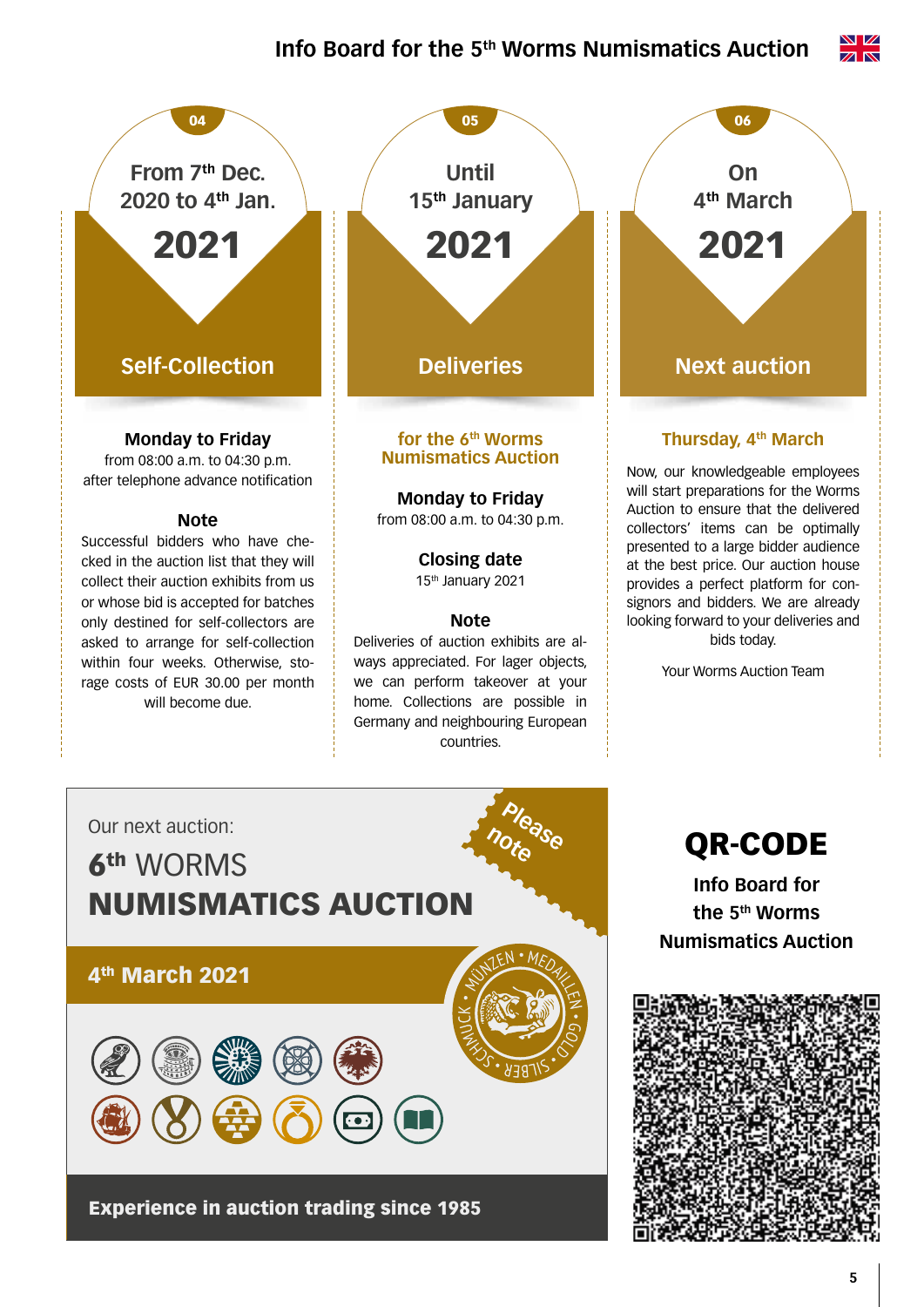# Info Board for the 5th Worms Numismatics Auction

## 04

From 7th Dec. 2020 to 4th Jan.

**2021**

### Self-Collection

**Monday to Friday**
from 08:00 a.m. to 04:30 p.m.
after telephone advance notification

**Note**

Successful bidders who have checked in the auction list that they will collect their auction exhibits from us or whose bid is accepted for batches only destined for self-collectors are asked to arrange for self-collection within four weeks. Otherwise, storage costs of EUR 30.00 per month will become due.

## 05

Until 15th January

**2021**

### Deliveries

**for the 6th Worms Numismatics Auction**

**Monday to Friday**
from 08:00 a.m. to 04:30 p.m.

**Closing date**
15th January 2021

**Note**

Deliveries of auction exhibits are always appreciated. For lager objects, we can perform takeover at your home. Collections are possible in Germany and neighbouring European countries.

## 06

On 4th March

**2021**

### Next auction

**Thursday, 4th March**

Now, our knowledgeable employees will start preparations for the Worms Auction to ensure that the delivered collectors' items can be optimally presented to a large bidder audience at the best price. Our auction house provides a perfect platform for consignors and bidders. We are already looking forward to your deliveries and bids today.

Your Worms Auction Team

---

Please note

Our next auction:

**6th WORMS**
**NUMISMATICS AUCTION**

**4th March 2021**

MÜNZEN • MEDAILLEN • GOLD • SILBER • SCHMUCK

**Experience in auction trading since 1985**

## QR-CODE

**Info Board for the 5th Worms Numismatics Auction**